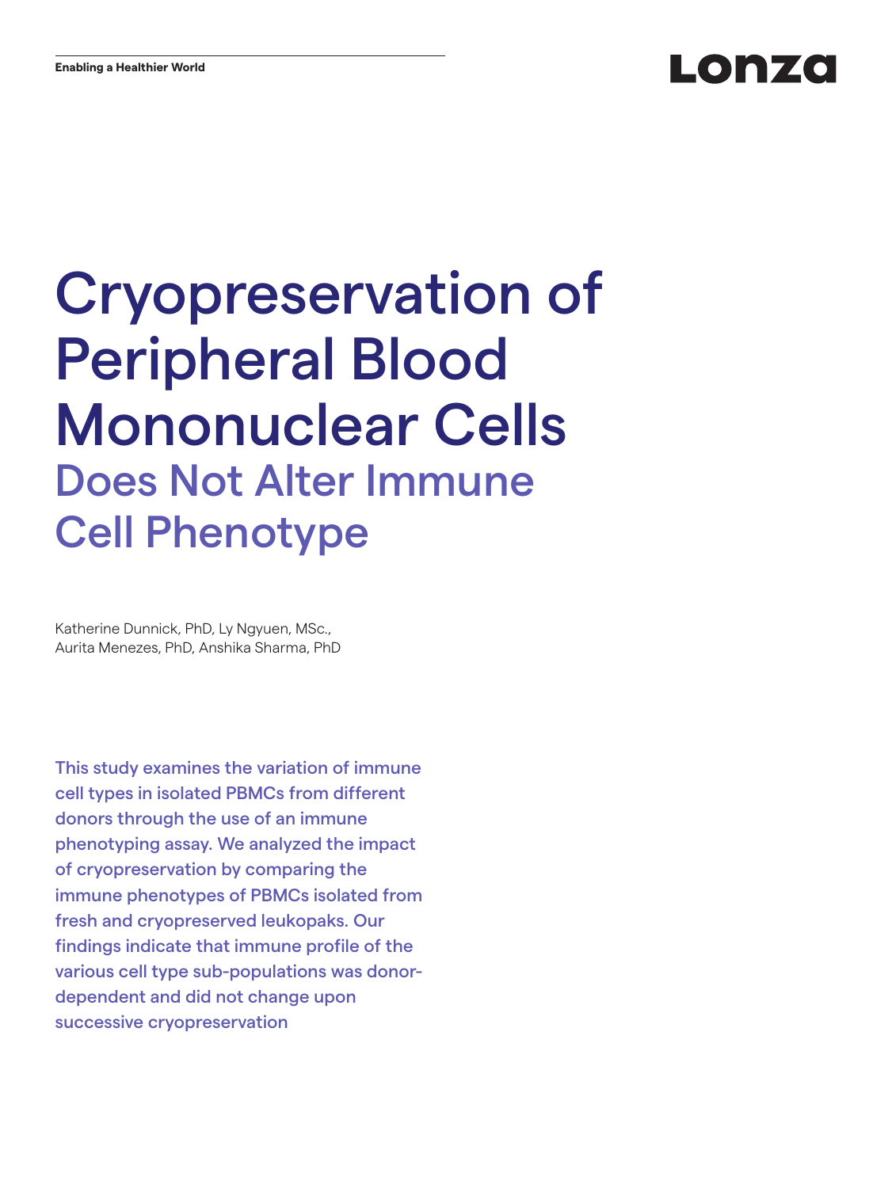Enabling a Healthier World

Lonza

# Cryopreservation of Peripheral Blood Mononuclear Cells

## Does Not Alter Immune Cell Phenotype

Katherine Dunnick, PhD, Ly Ngyuen, MSc., Aurita Menezes, PhD, Anshika Sharma, PhD

This study examines the variation of immune cell types in isolated PBMCs from different donors through the use of an immune phenotyping assay. We analyzed the impact of cryopreservation by comparing the immune phenotypes of PBMCs isolated from fresh and cryopreserved leukopaks. Our findings indicate that immune profile of the various cell type sub-populations was donor-dependent and did not change upon successive cryopreservation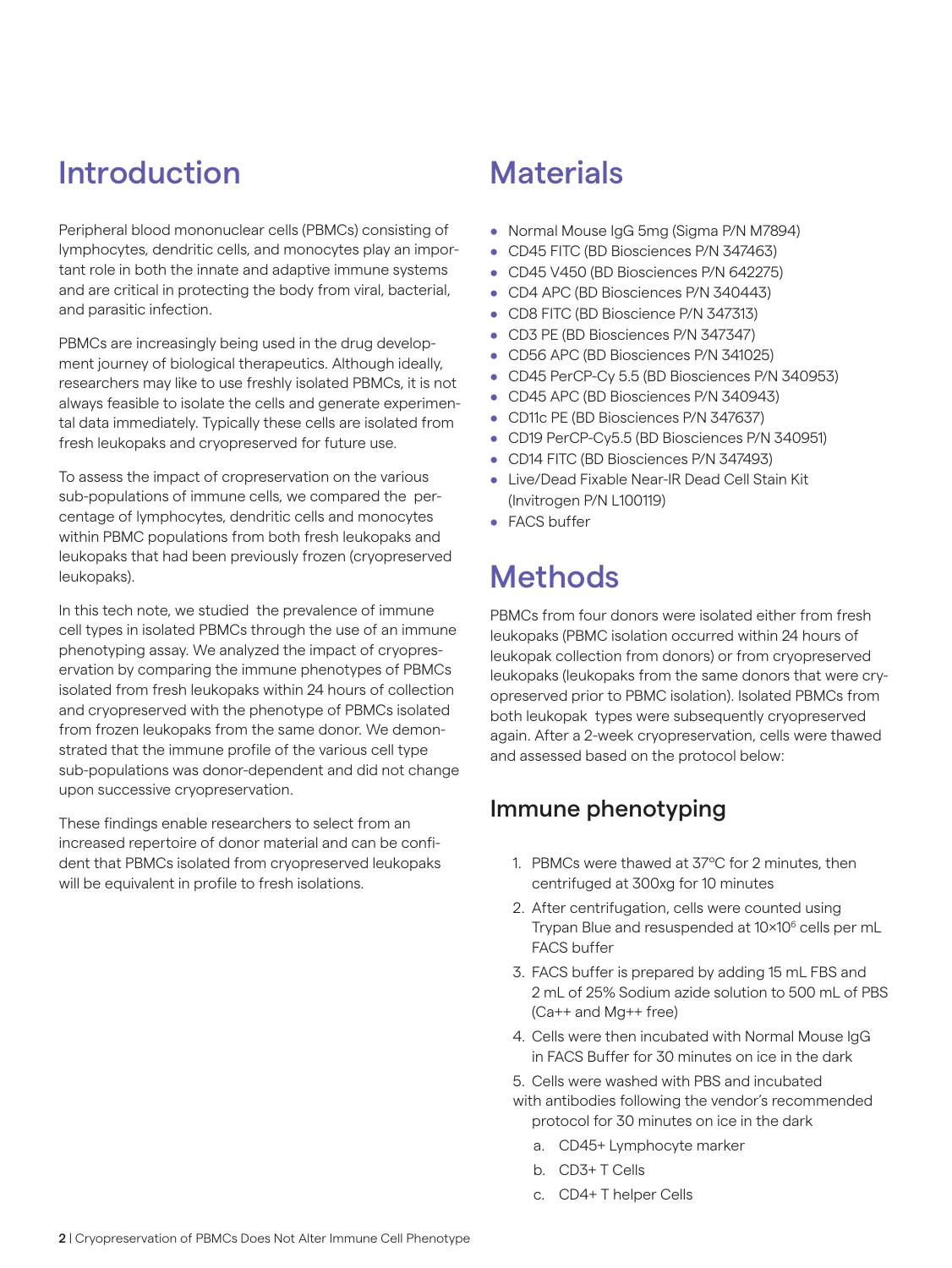## Introduction

Peripheral blood mononuclear cells (PBMCs) consisting of lymphocytes, dendritic cells, and monocytes play an important role in both the innate and adaptive immune systems and are critical in protecting the body from viral, bacterial, and parasitic infection.

PBMCs are increasingly being used in the drug development journey of biological therapeutics. Although ideally, researchers may like to use freshly isolated PBMCs, it is not always feasible to isolate the cells and generate experimental data immediately. Typically these cells are isolated from fresh leukopaks and cryopreserved for future use.

To assess the impact of cropreservation on the various sub-populations of immune cells, we compared the percentage of lymphocytes, dendritic cells and monocytes within PBMC populations from both fresh leukopaks and leukopaks that had been previously frozen (cryopreserved leukopaks).

In this tech note, we studied the prevalence of immune cell types in isolated PBMCs through the use of an immune phenotyping assay. We analyzed the impact of cryopreservation by comparing the immune phenotypes of PBMCs isolated from fresh leukopaks within 24 hours of collection and cryopreserved with the phenotype of PBMCs isolated from frozen leukopaks from the same donor. We demonstrated that the immune profile of the various cell type sub-populations was donor-dependent and did not change upon successive cryopreservation.

These findings enable researchers to select from an increased repertoire of donor material and can be confident that PBMCs isolated from cryopreserved leukopaks will be equivalent in profile to fresh isolations.

## Materials

- Normal Mouse IgG 5mg (Sigma P/N M7894)
- CD45 FITC (BD Biosciences P/N 347463)
- CD45 V450 (BD Biosciences P/N 642275)
- CD4 APC (BD Biosciences P/N 340443)
- CD8 FITC (BD Bioscience P/N 347313)
- CD3 PE (BD Biosciences P/N 347347)
- CD56 APC (BD Biosciences P/N 341025)
- CD45 PerCP-Cy 5.5 (BD Biosciences P/N 340953)
- CD45 APC (BD Biosciences P/N 340943)
- CD11c PE (BD Biosciences P/N 347637)
- CD19 PerCP-Cy5.5 (BD Biosciences P/N 340951)
- CD14 FITC (BD Biosciences P/N 347493)
- Live/Dead Fixable Near-IR Dead Cell Stain Kit (Invitrogen P/N L100119)
- FACS buffer

## Methods

PBMCs from four donors were isolated either from fresh leukopaks (PBMC isolation occurred within 24 hours of leukopak collection from donors) or from cryopreserved leukopaks (leukopaks from the same donors that were cryopreserved prior to PBMC isolation). Isolated PBMCs from both leukopak types were subsequently cryopreserved again. After a 2-week cryopreservation, cells were thawed and assessed based on the protocol below:

### Immune phenotyping

1. PBMCs were thawed at 37°C for 2 minutes, then centrifuged at 300xg for 10 minutes
2. After centrifugation, cells were counted using Trypan Blue and resuspended at $10\times10^6$ cells per mL FACS buffer
3. FACS buffer is prepared by adding 15 mL FBS and 2 mL of 25% Sodium azide solution to 500 mL of PBS (Ca++ and Mg++ free)
4. Cells were then incubated with Normal Mouse IgG in FACS Buffer for 30 minutes on ice in the dark
5. Cells were washed with PBS and incubated with antibodies following the vendor's recommended protocol for 30 minutes on ice in the dark
   a. CD45+ Lymphocyte marker
   b. CD3+ T Cells
   c. CD4+ T helper Cells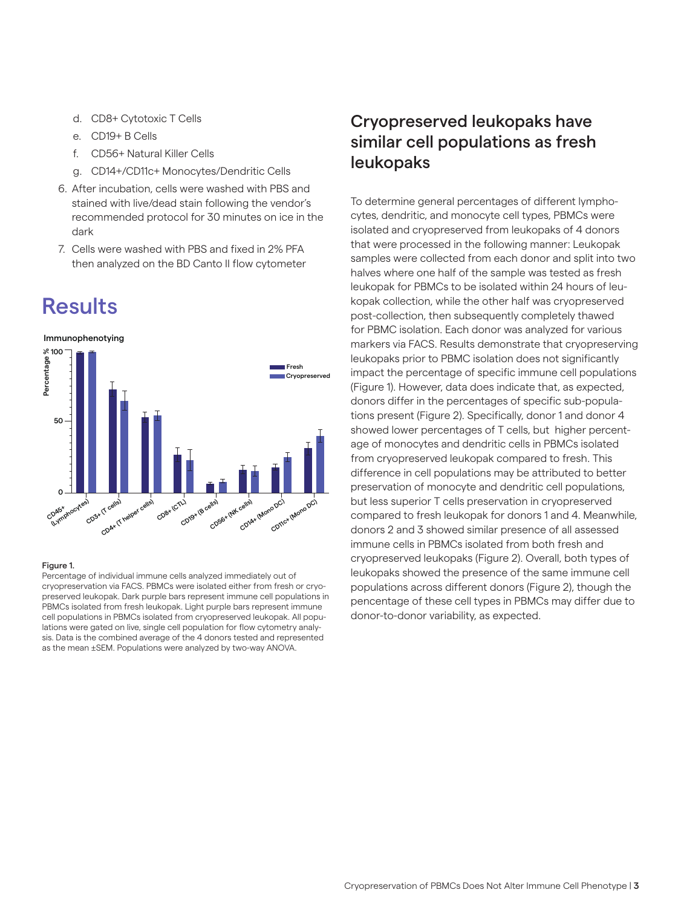d. CD8+ Cytotoxic T Cells
e. CD19+ B Cells
f. CD56+ Natural Killer Cells
g. CD14+/CD11c+ Monocytes/Dendritic Cells

6. After incubation, cells were washed with PBS and stained with live/dead stain following the vendor's recommended protocol for 30 minutes on ice in the dark
7. Cells were washed with PBS and fixed in 2% PFA then analyzed on the BD Canto II flow cytometer

# Results

**Immunophenotying**

**Figure 1.**
Percentage of individual immune cells analyzed immediately out of cryopreservation via FACS. PBMCs were isolated either from fresh or cryopreserved leukopak. Dark purple bars represent immune cell populations in PBMCs isolated from fresh leukopak. Light purple bars represent immune cell populations in PBMCs isolated from cryopreserved leukopak. All populations were gated on live, single cell population for flow cytometry analysis. Data is the combined average of the 4 donors tested and represented as the mean ±SEM. Populations were analyzed by two-way ANOVA.

## Cryopreserved leukopaks have similar cell populations as fresh leukopaks

To determine general percentages of different lymphocytes, dendritic, and monocyte cell types, PBMCs were isolated and cryopreserved from leukopaks of 4 donors that were processed in the following manner: Leukopak samples were collected from each donor and split into two halves where one half of the sample was tested as fresh leukopak for PBMCs to be isolated within 24 hours of leukopak collection, while the other half was cryopreserved post-collection, then subsequently completely thawed for PBMC isolation. Each donor was analyzed for various markers via FACS. Results demonstrate that cryopreserving leukopaks prior to PBMC isolation does not significantly impact the percentage of specific immune cell populations (Figure 1). However, data does indicate that, as expected, donors differ in the percentages of specific sub-populations present (Figure 2). Specifically, donor 1 and donor 4 showed lower percentages of T cells, but higher percentage of monocytes and dendritic cells in PBMCs isolated from cryopreserved leukopak compared to fresh. This difference in cell populations may be attributed to better preservation of monocyte and dendritic cell populations, but less superior T cells preservation in cryopreserved compared to fresh leukopak for donors 1 and 4. Meanwhile, donors 2 and 3 showed similar presence of all assessed immune cells in PBMCs isolated from both fresh and cryopreserved leukopaks (Figure 2). Overall, both types of leukopaks showed the presence of the same immune cell populations across different donors (Figure 2), though the pencentage of these cell types in PBMCs may differ due to donor-to-donor variability, as expected.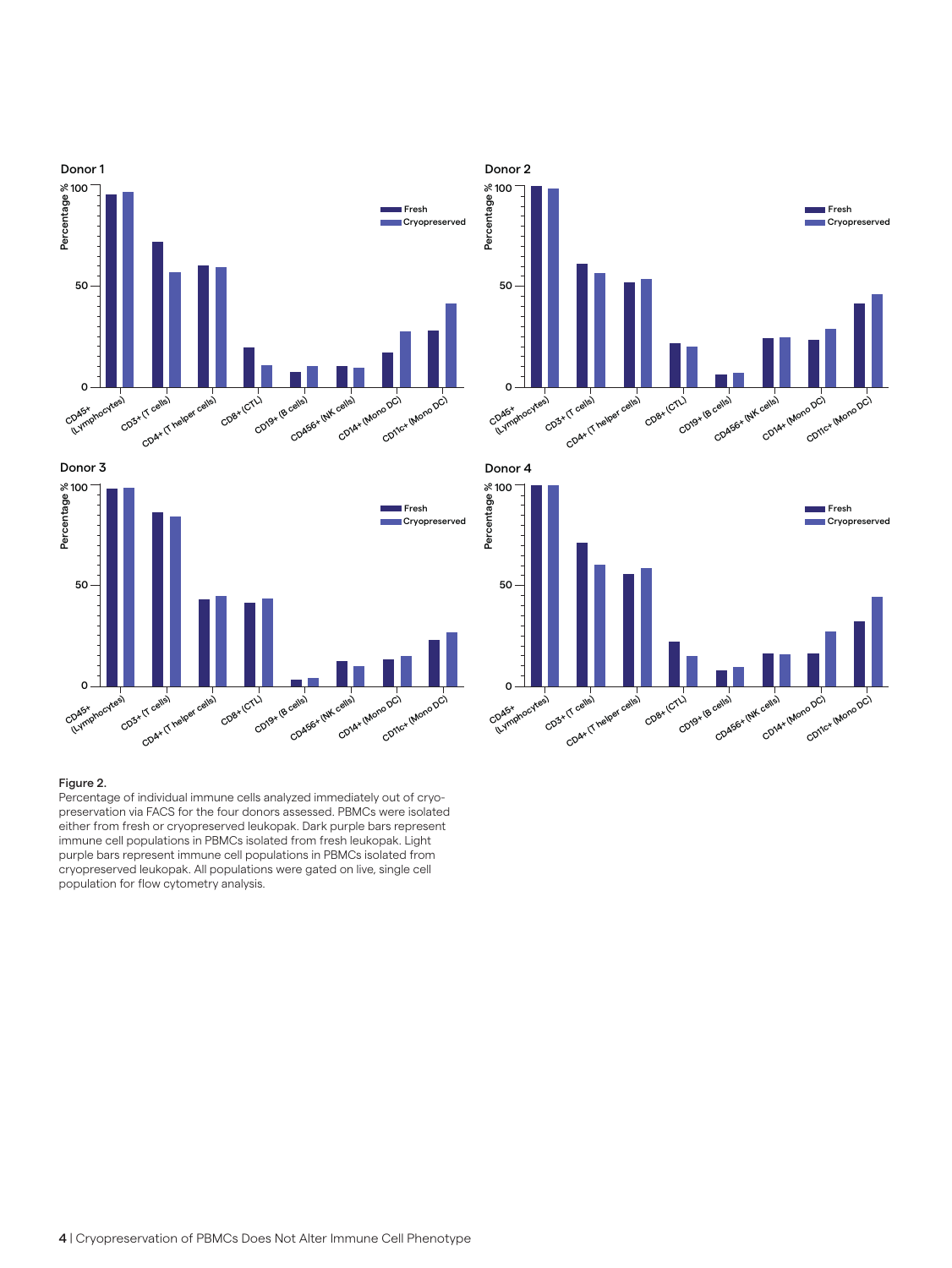Figure 2.
Percentage of individual immune cells analyzed immediately out of cryopreservation via FACS for the four donors assessed. PBMCs were isolated either from fresh or cryopreserved leukopak. Dark purple bars represent immune cell populations in PBMCs isolated from fresh leukopak. Light purple bars represent immune cell populations in PBMCs isolated from cryopreserved leukopak. All populations were gated on live, single cell population for flow cytometry analysis.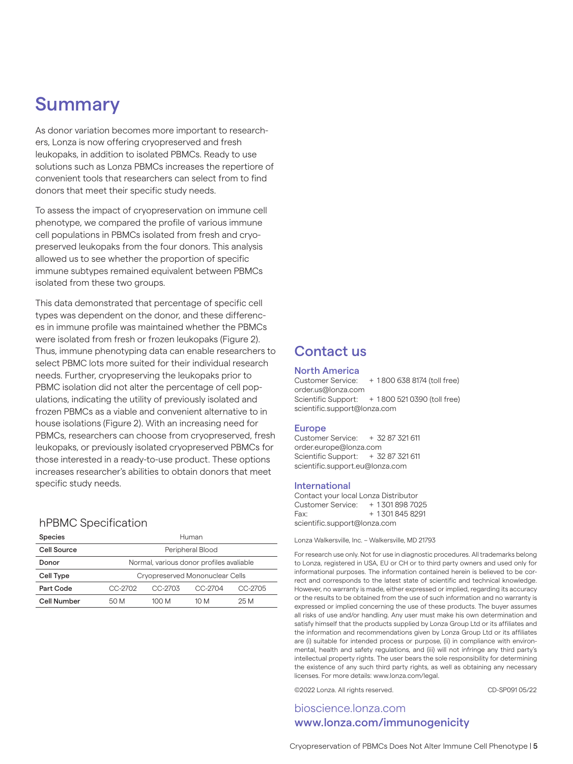# Summary

As donor variation becomes more important to researchers, Lonza is now offering cryopreserved and fresh leukopaks, in addition to isolated PBMCs. Ready to use solutions such as Lonza PBMCs increases the repertiore of convenient tools that researchers can select from to find donors that meet their specific study needs.

To assess the impact of cryopreservation on immune cell phenotype, we compared the profile of various immune cell populations in PBMCs isolated from fresh and cryopreserved leukopaks from the four donors. This analysis allowed us to see whether the proportion of specific immune subtypes remained equivalent between PBMCs isolated from these two groups.

This data demonstrated that percentage of specific cell types was dependent on the donor, and these differences in immune profile was maintained whether the PBMCs were isolated from fresh or frozen leukopaks (Figure 2). Thus, immune phenotyping data can enable researchers to select PBMC lots more suited for their individual research needs. Further, cryopreserving the leukopaks prior to PBMC isolation did not alter the percentage of cell populations, indicating the utility of previously isolated and frozen PBMCs as a viable and convenient alternative to in house isolations (Figure 2). With an increasing need for PBMCs, researchers can choose from cryopreserved, fresh leukopaks, or previously isolated cryopreserved PBMCs for those interested in a ready-to-use product. These options increases researcher's abilities to obtain donors that meet specific study needs.

## hPBMC Specification

| | | | | |
|---|---|---|---|---|
| **Species** | Human | | | |
| **Cell Source** | Peripheral Blood | | | |
| **Donor** | Normal, various donor profiles avaliable | | | |
| **Cell Type** | Cryopreserved Mononuclear Cells | | | |
| **Part Code** | CC-2702 | CC-2703 | CC-2704 | CC-2705 |
| **Cell Number** | 50 M | 100 M | 10 M | 25 M |

## Contact us

### North America

Customer Service: + 1 800 638 8174 (toll free)
order.us@lonza.com
Scientific Support: + 1 800 521 0390 (toll free)
scientific.support@lonza.com

### Europe

Customer Service: + 32 87 321 611
order.europe@lonza.com
Scientific Support: + 32 87 321 611
scientific.support.eu@lonza.com

### International

Contact your local Lonza Distributor
Customer Service: + 1 301 898 7025
Fax: + 1 301 845 8291
scientific.support@lonza.com

Lonza Walkersville, Inc. – Walkersville, MD 21793

For research use only. Not for use in diagnostic procedures. All trademarks belong to Lonza, registered in USA, EU or CH or to third party owners and used only for informational purposes. The information contained herein is believed to be correct and corresponds to the latest state of scientific and technical knowledge. However, no warranty is made, either expressed or implied, regarding its accuracy or the results to be obtained from the use of such information and no warranty is expressed or implied concerning the use of these products. The buyer assumes all risks of use and/or handling. Any user must make his own determination and satisfy himself that the products supplied by Lonza Group Ltd or its affiliates and the information and recommendations given by Lonza Group Ltd or its affiliates are (i) suitable for intended process or purpose, (ii) in compliance with environmental, health and safety regulations, and (iii) will not infringe any third party's intellectual property rights. The user bears the sole responsibility for determining the existence of any such third party rights, as well as obtaining any necessary licenses. For more details: www.lonza.com/legal.

©2022 Lonza. All rights reserved. CD-SP091 05/22

bioscience.lonza.com
**www.lonza.com/immunogenicity**